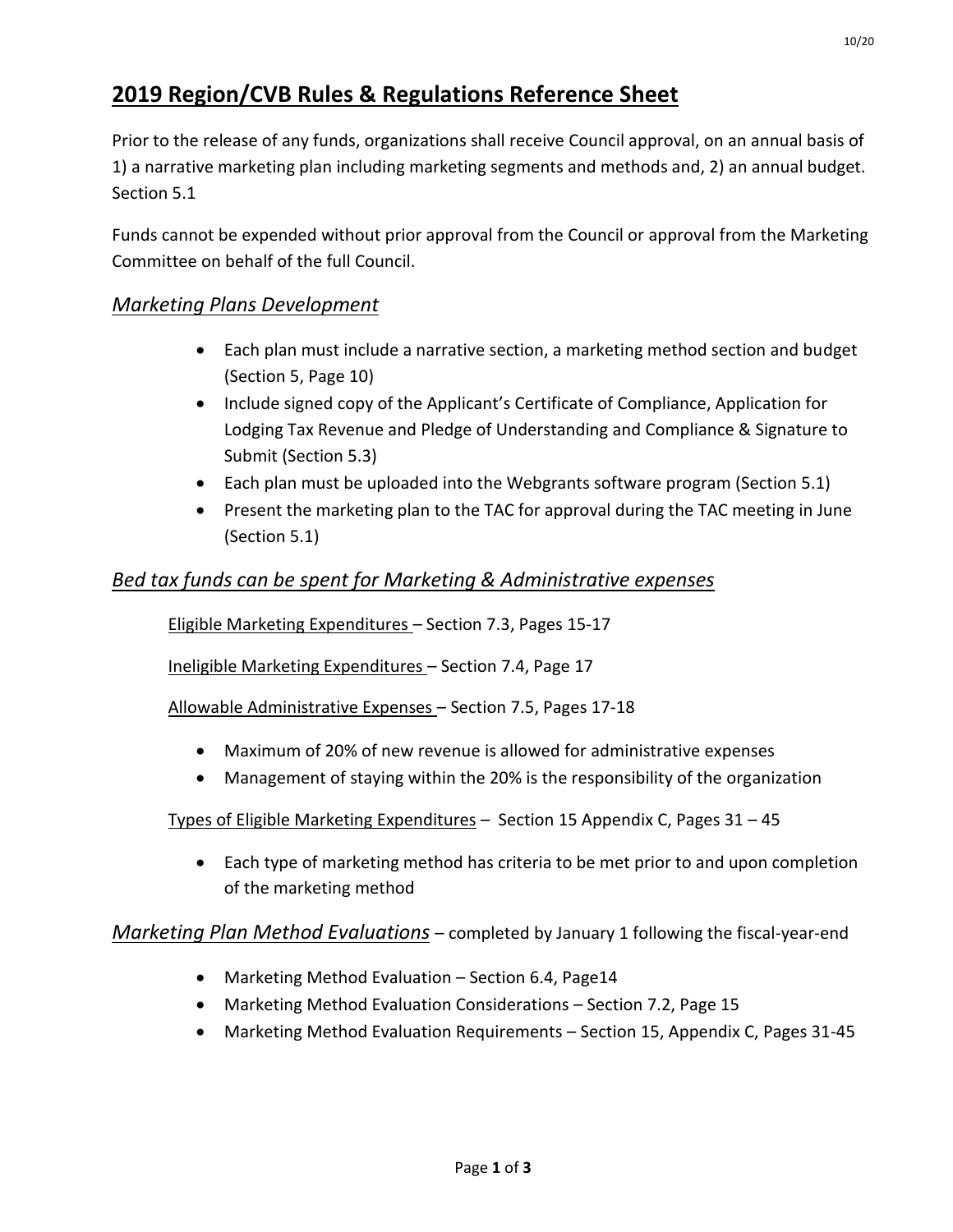# 2019 Region/CVB Rules & Regulations Reference Sheet

Prior to the release of any funds, organizations shall receive Council approval, on an annual basis of 1) a narrative marketing plan including marketing segments and methods and, 2) an annual budget. Section 5.1

Funds cannot be expended without prior approval from the Council or approval from the Marketing Committee on behalf of the full Council.

## *Marketing Plans Development*

- Each plan must include a narrative section, a marketing method section and budget (Section 5, Page 10)
- Include signed copy of the Applicant's Certificate of Compliance, Application for Lodging Tax Revenue and Pledge of Understanding and Compliance & Signature to Submit (Section 5.3)
- Each plan must be uploaded into the Webgrants software program (Section 5.1)
- Present the marketing plan to the TAC for approval during the TAC meeting in June (Section 5.1)

## *Bed tax funds can be spent for Marketing & Administrative expenses*

Eligible Marketing Expenditures – Section 7.3, Pages 15-17

Ineligible Marketing Expenditures – Section 7.4, Page 17

Allowable Administrative Expenses – Section 7.5, Pages 17-18

- Maximum of 20% of new revenue is allowed for administrative expenses
- Management of staying within the 20% is the responsibility of the organization

Types of Eligible Marketing Expenditures – Section 15 Appendix C, Pages 31 – 45

- Each type of marketing method has criteria to be met prior to and upon completion of the marketing method

## *Marketing Plan Method Evaluations* – completed by January 1 following the fiscal-year-end

- Marketing Method Evaluation – Section 6.4, Page14
- Marketing Method Evaluation Considerations – Section 7.2, Page 15
- Marketing Method Evaluation Requirements – Section 15, Appendix C, Pages 31-45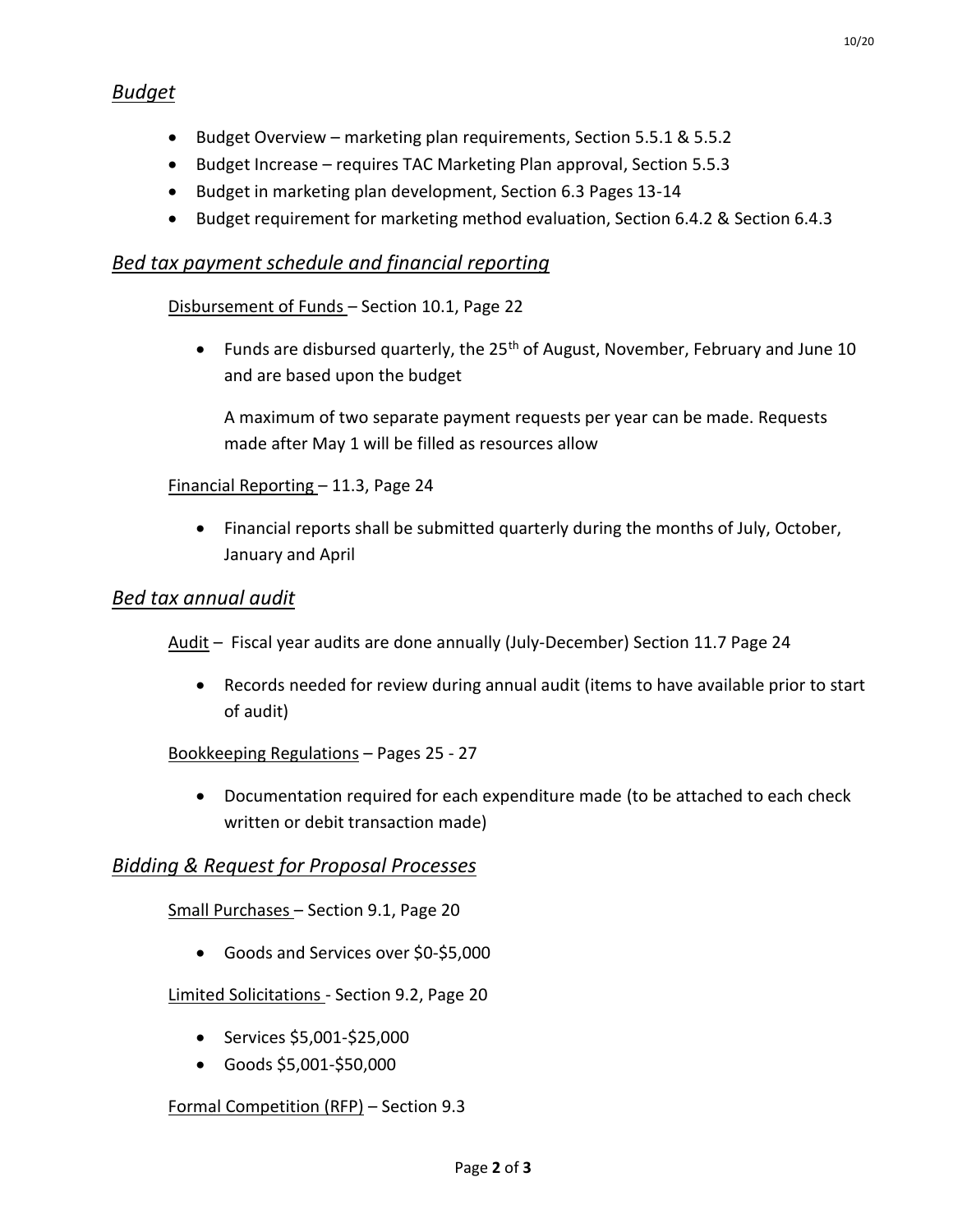## *Budget*

- Budget Overview – marketing plan requirements, Section 5.5.1 & 5.5.2
- Budget Increase – requires TAC Marketing Plan approval, Section 5.5.3
- Budget in marketing plan development, Section 6.3 Pages 13-14
- Budget requirement for marketing method evaluation, Section 6.4.2 & Section 6.4.3

## *Bed tax payment schedule and financial reporting*

Disbursement of Funds – Section 10.1, Page 22

- Funds are disbursed quarterly, the 25th of August, November, February and June 10 and are based upon the budget

  A maximum of two separate payment requests per year can be made. Requests made after May 1 will be filled as resources allow

Financial Reporting – 11.3, Page 24

- Financial reports shall be submitted quarterly during the months of July, October, January and April

## *Bed tax annual audit*

Audit – Fiscal year audits are done annually (July-December) Section 11.7 Page 24

- Records needed for review during annual audit (items to have available prior to start of audit)

Bookkeeping Regulations – Pages 25 - 27

- Documentation required for each expenditure made (to be attached to each check written or debit transaction made)

## *Bidding & Request for Proposal Processes*

Small Purchases – Section 9.1, Page 20

- Goods and Services over $0-$5,000

Limited Solicitations - Section 9.2, Page 20

- Services $5,001-$25,000
- Goods $5,001-$50,000

Formal Competition (RFP) – Section 9.3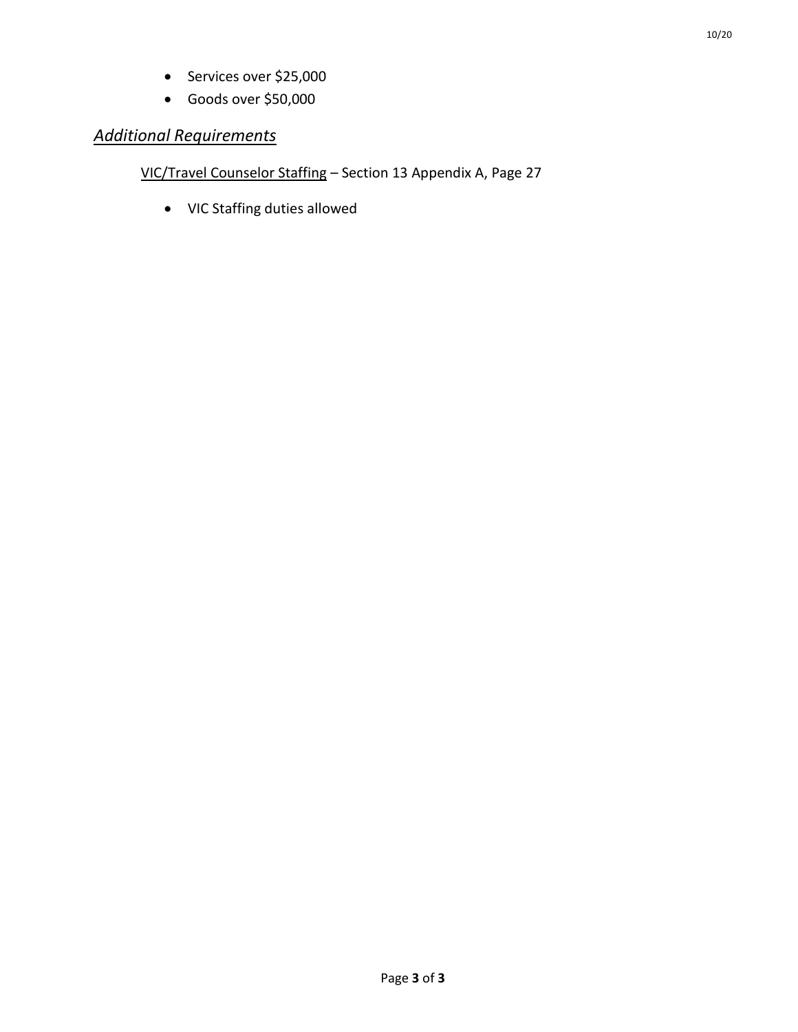- Services over $25,000
- Goods over $50,000

## *Additional Requirements*

VIC/Travel Counselor Staffing – Section 13 Appendix A, Page 27

- VIC Staffing duties allowed